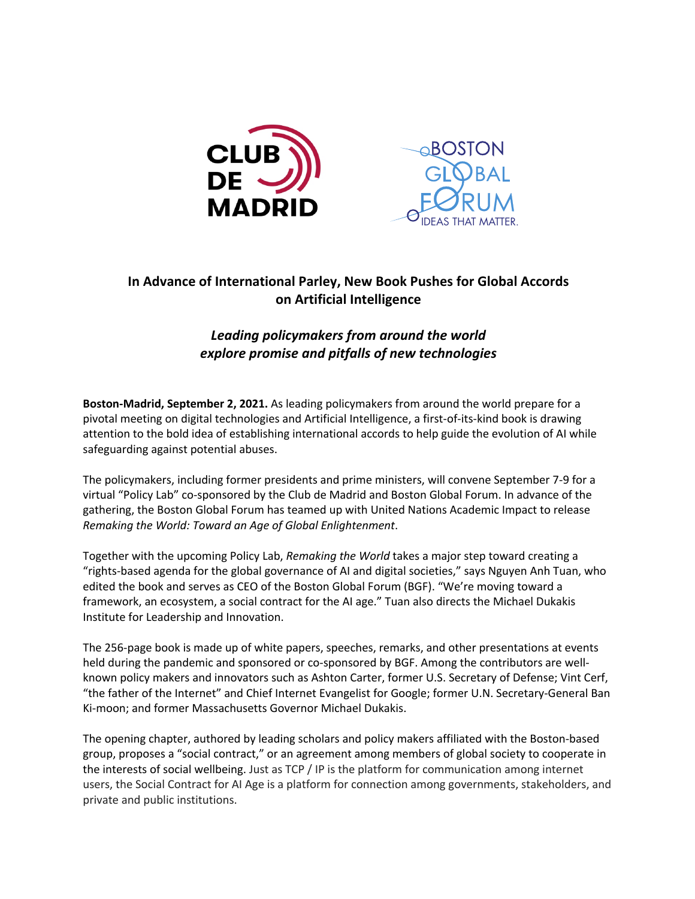# In Advance of International Parley, New Book Pushes for Global Accords on Artificial Intelligence

***Leading policymakers from around the world explore promise and pitfalls of new technologies***

**Boston-Madrid, September 2, 2021.** As leading policymakers from around the world prepare for a pivotal meeting on digital technologies and Artificial Intelligence, a first-of-its-kind book is drawing attention to the bold idea of establishing international accords to help guide the evolution of AI while safeguarding against potential abuses.

The policymakers, including former presidents and prime ministers, will convene September 7-9 for a virtual "Policy Lab" co-sponsored by the Club de Madrid and Boston Global Forum. In advance of the gathering, the Boston Global Forum has teamed up with United Nations Academic Impact to release *Remaking the World: Toward an Age of Global Enlightenment*.

Together with the upcoming Policy Lab, *Remaking the World* takes a major step toward creating a "rights-based agenda for the global governance of AI and digital societies," says Nguyen Anh Tuan, who edited the book and serves as CEO of the Boston Global Forum (BGF). "We're moving toward a framework, an ecosystem, a social contract for the AI age." Tuan also directs the Michael Dukakis Institute for Leadership and Innovation.

The 256-page book is made up of white papers, speeches, remarks, and other presentations at events held during the pandemic and sponsored or co-sponsored by BGF. Among the contributors are well-known policy makers and innovators such as Ashton Carter, former U.S. Secretary of Defense; Vint Cerf, "the father of the Internet" and Chief Internet Evangelist for Google; former U.N. Secretary-General Ban Ki-moon; and former Massachusetts Governor Michael Dukakis.

The opening chapter, authored by leading scholars and policy makers affiliated with the Boston-based group, proposes a "social contract," or an agreement among members of global society to cooperate in the interests of social wellbeing. Just as TCP / IP is the platform for communication among internet users, the Social Contract for AI Age is a platform for connection among governments, stakeholders, and private and public institutions.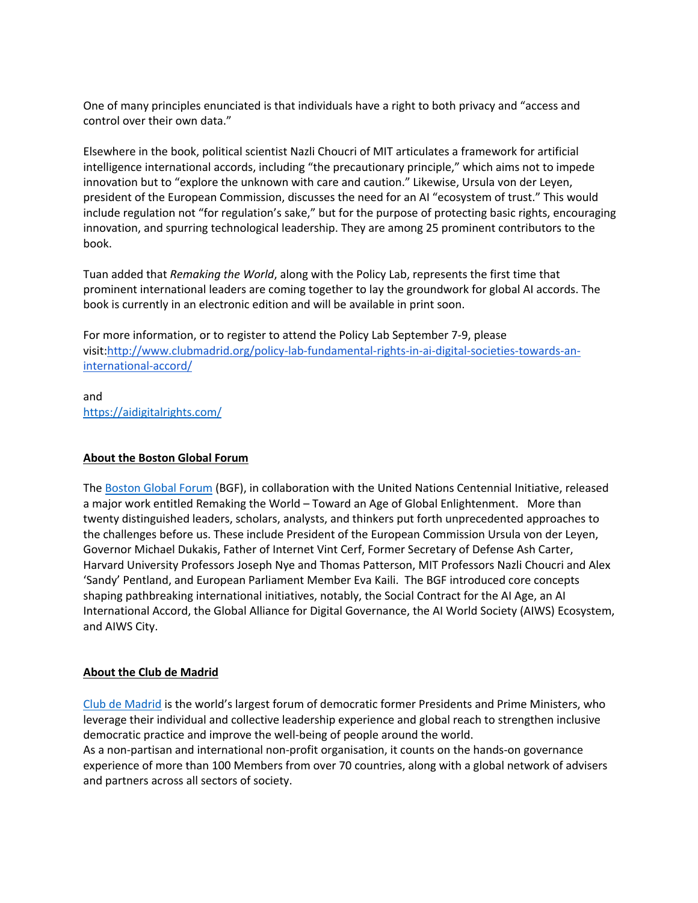One of many principles enunciated is that individuals have a right to both privacy and "access and control over their own data."

Elsewhere in the book, political scientist Nazli Choucri of MIT articulates a framework for artificial intelligence international accords, including "the precautionary principle," which aims not to impede innovation but to "explore the unknown with care and caution." Likewise, Ursula von der Leyen, president of the European Commission, discusses the need for an AI "ecosystem of trust." This would include regulation not "for regulation's sake," but for the purpose of protecting basic rights, encouraging innovation, and spurring technological leadership. They are among 25 prominent contributors to the book.

Tuan added that *Remaking the World*, along with the Policy Lab, represents the first time that prominent international leaders are coming together to lay the groundwork for global AI accords. The book is currently in an electronic edition and will be available in print soon.

For more information, or to register to attend the Policy Lab September 7-9, please visit:[http://www.clubmadrid.org/policy-lab-fundamental-rights-in-ai-digital-societies-towards-an-international-accord/](http://www.clubmadrid.org/policy-lab-fundamental-rights-in-ai-digital-societies-towards-an-international-accord/)

and
[https://aidigitalrights.com/](https://aidigitalrights.com/)

**About the Boston Global Forum**

The [Boston Global Forum](#) (BGF), in collaboration with the United Nations Centennial Initiative, released a major work entitled Remaking the World – Toward an Age of Global Enlightenment. More than twenty distinguished leaders, scholars, analysts, and thinkers put forth unprecedented approaches to the challenges before us. These include President of the European Commission Ursula von der Leyen, Governor Michael Dukakis, Father of Internet Vint Cerf, Former Secretary of Defense Ash Carter, Harvard University Professors Joseph Nye and Thomas Patterson, MIT Professors Nazli Choucri and Alex 'Sandy' Pentland, and European Parliament Member Eva Kaili. The BGF introduced core concepts shaping pathbreaking international initiatives, notably, the Social Contract for the AI Age, an AI International Accord, the Global Alliance for Digital Governance, the AI World Society (AIWS) Ecosystem, and AIWS City.

**About the Club de Madrid**

[Club de Madrid](#) is the world's largest forum of democratic former Presidents and Prime Ministers, who leverage their individual and collective leadership experience and global reach to strengthen inclusive democratic practice and improve the well-being of people around the world.
As a non-partisan and international non-profit organisation, it counts on the hands-on governance experience of more than 100 Members from over 70 countries, along with a global network of advisers and partners across all sectors of society.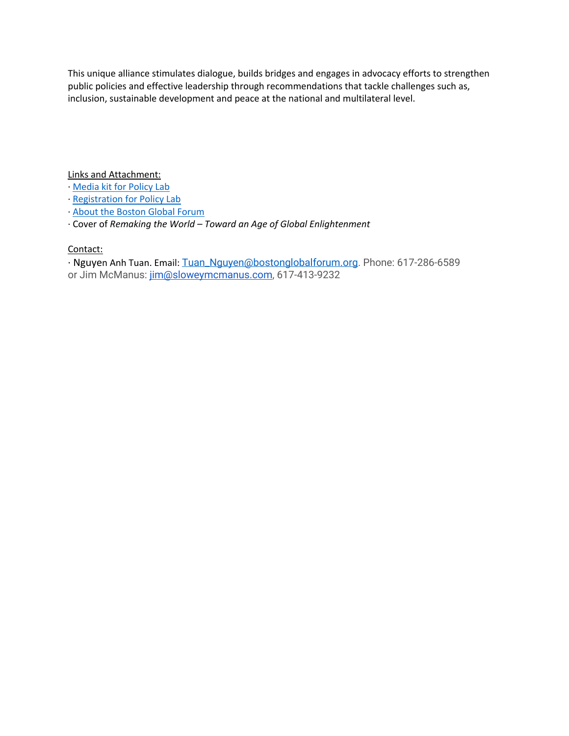This unique alliance stimulates dialogue, builds bridges and engages in advocacy efforts to strengthen public policies and effective leadership through recommendations that tackle challenges such as, inclusion, sustainable development and peace at the national and multilateral level.

Links and Attachment:

· Media kit for Policy Lab

· Registration for Policy Lab

· About the Boston Global Forum

· Cover of *Remaking the World – Toward an Age of Global Enlightenment*

Contact:

· Nguyen Anh Tuan. Email: Tuan_Nguyen@bostonglobalforum.org. Phone: 617-286-6589 or Jim McManus: jim@sloweymcmanus.com, 617-413-9232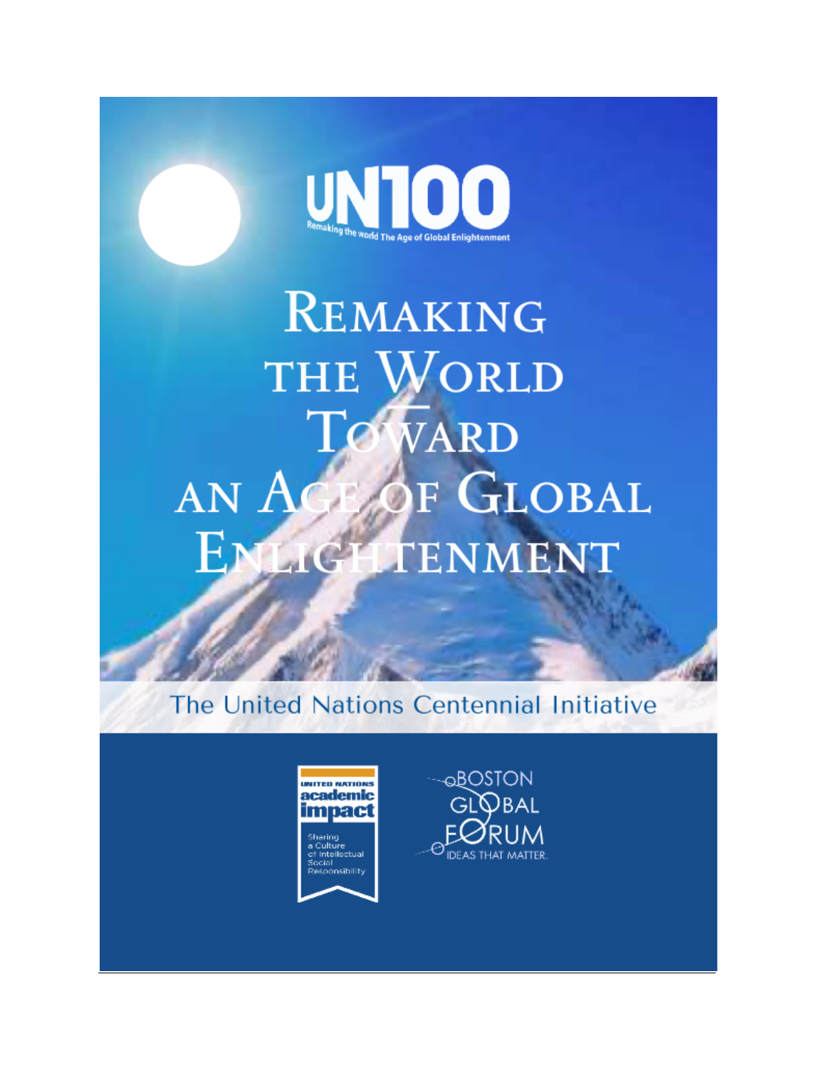UN100

Remaking the world The Age of Global Enlightenment

# Remaking the World Toward an Age of Global Enlightenment

The United Nations Centennial Initiative

United Nations academic impact

Sharing a Culture of Intellectual Social Responsibility

Boston Global Forum

Ideas That Matter.